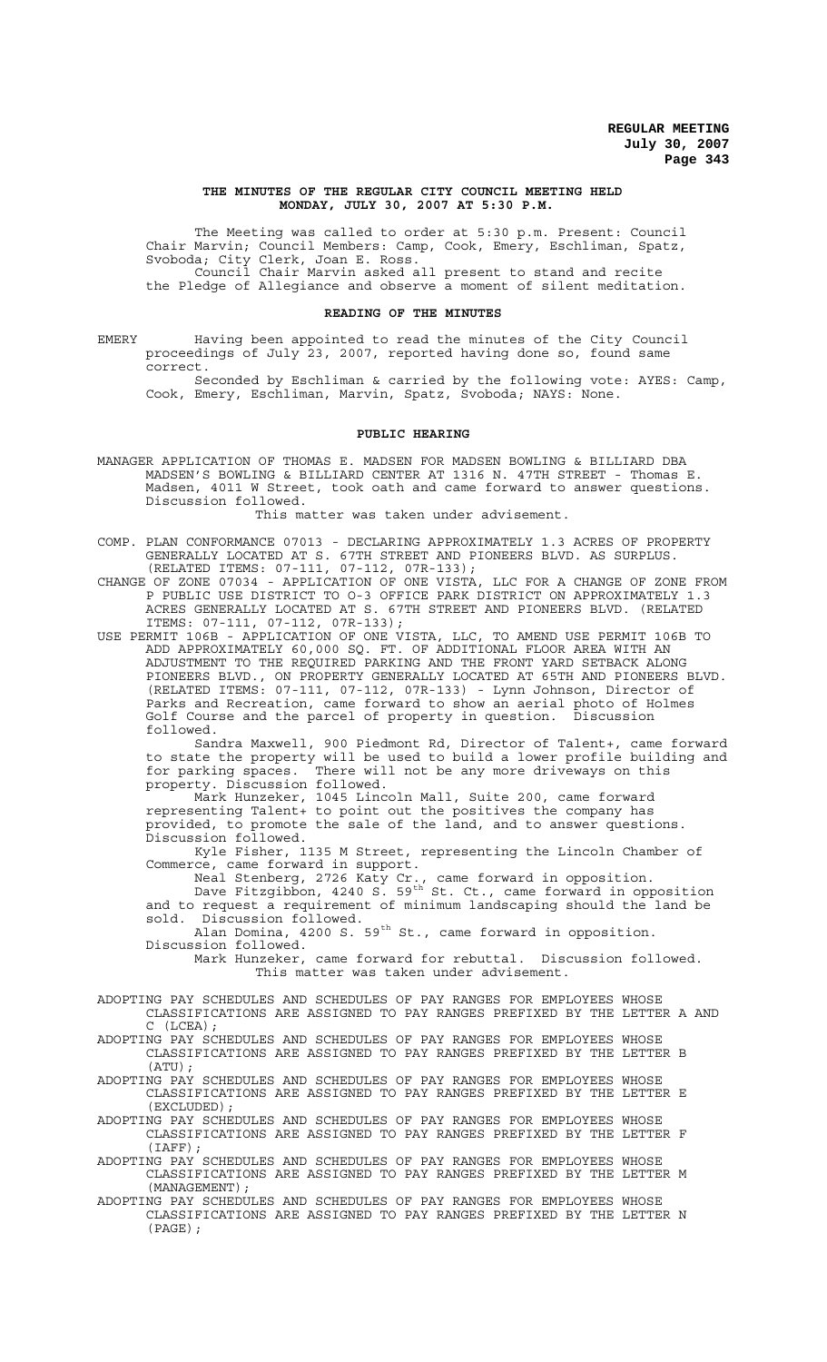**THE MINUTES OF THE REGULAR CITY COUNCIL MEETING HELD MONDAY, JULY 30, 2007 AT 5:30 P.M.**

The Meeting was called to order at 5:30 p.m. Present: Council Chair Marvin; Council Members: Camp, Cook, Emery, Eschliman, Spatz, Svoboda; City Clerk, Joan E. Ross.

Council Chair Marvin asked all present to stand and recite the Pledge of Allegiance and observe a moment of silent meditation.

**READING OF THE MINUTES**

EMERY Having been appointed to read the minutes of the City Council proceedings of July 23, 2007, reported having done so, found same correct.

Seconded by Eschliman & carried by the following vote: AYES: Camp, Cook, Emery, Eschliman, Marvin, Spatz, Svoboda; NAYS: None.

**PUBLIC HEARING**

MANAGER APPLICATION OF THOMAS E. MADSEN FOR MADSEN BOWLING & BILLIARD DBA MADSEN'S BOWLING & BILLIARD CENTER AT 1316 N. 47TH STREET - Thomas E. Madsen, 4011 W Street, took oath and came forward to answer questions. Discussion followed.

This matter was taken under advisement.

COMP. PLAN CONFORMANCE 07013 - DECLARING APPROXIMATELY 1.3 ACRES OF PROPERTY GENERALLY LOCATED AT S. 67TH STREET AND PIONEERS BLVD. AS SURPLUS. (RELATED ITEMS: 07-111, 07-112, 07R-133);

CHANGE OF ZONE 07034 - APPLICATION OF ONE VISTA, LLC FOR A CHANGE OF ZONE FROM P PUBLIC USE DISTRICT TO O-3 OFFICE PARK DISTRICT ON APPROXIMATELY 1.3 ACRES GENERALLY LOCATED AT S. 67TH STREET AND PIONEERS BLVD. (RELATED ITEMS: 07-111, 07-112, 07R-133);

USE PERMIT 106B - APPLICATION OF ONE VISTA, LLC, TO AMEND USE PERMIT 106B TO ADD APPROXIMATELY 60,000 SQ. FT. OF ADDITIONAL FLOOR AREA WITH AN ADJUSTMENT TO THE REQUIRED PARKING AND THE FRONT YARD SETBACK ALONG PIONEERS BLVD., ON PROPERTY GENERALLY LOCATED AT 65TH AND PIONEERS BLVD. (RELATED ITEMS: 07-111, 07-112, 07R-133) - Lynn Johnson, Director of Parks and Recreation, came forward to show an aerial photo of Holmes Golf Course and the parcel of property in question. Discussion followed.

Sandra Maxwell, 900 Piedmont Rd, Director of Talent+, came forward to state the property will be used to build a lower profile building and for parking spaces. There will not be any more driveways on this property. Discussion followed.

Mark Hunzeker, 1045 Lincoln Mall, Suite 200, came forward representing Talent+ to point out the positives the company has provided, to promote the sale of the land, and to answer questions. Discussion followed.

Kyle Fisher, 1135 M Street, representing the Lincoln Chamber of Commerce, came forward in support.

Neal Stenberg, 2726 Katy Cr., came forward in opposition.

Dave Fitzgibbon, 4240 S. 59th St. Ct., came forward in opposition and to request a requirement of minimum landscaping should the land be sold. Discussion followed.

Alan Domina, 4200 S. 59th St., came forward in opposition. Discussion followed.

Mark Hunzeker, came forward for rebuttal. Discussion followed.

This matter was taken under advisement.

ADOPTING PAY SCHEDULES AND SCHEDULES OF PAY RANGES FOR EMPLOYEES WHOSE CLASSIFICATIONS ARE ASSIGNED TO PAY RANGES PREFIXED BY THE LETTER A AND C (LCEA);

ADOPTING PAY SCHEDULES AND SCHEDULES OF PAY RANGES FOR EMPLOYEES WHOSE CLASSIFICATIONS ARE ASSIGNED TO PAY RANGES PREFIXED BY THE LETTER B (ATU);

ADOPTING PAY SCHEDULES AND SCHEDULES OF PAY RANGES FOR EMPLOYEES WHOSE CLASSIFICATIONS ARE ASSIGNED TO PAY RANGES PREFIXED BY THE LETTER E (EXCLUDED);

ADOPTING PAY SCHEDULES AND SCHEDULES OF PAY RANGES FOR EMPLOYEES WHOSE CLASSIFICATIONS ARE ASSIGNED TO PAY RANGES PREFIXED BY THE LETTER F (IAFF);

ADOPTING PAY SCHEDULES AND SCHEDULES OF PAY RANGES FOR EMPLOYEES WHOSE CLASSIFICATIONS ARE ASSIGNED TO PAY RANGES PREFIXED BY THE LETTER M (MANAGEMENT);

ADOPTING PAY SCHEDULES AND SCHEDULES OF PAY RANGES FOR EMPLOYEES WHOSE CLASSIFICATIONS ARE ASSIGNED TO PAY RANGES PREFIXED BY THE LETTER N (PAGE);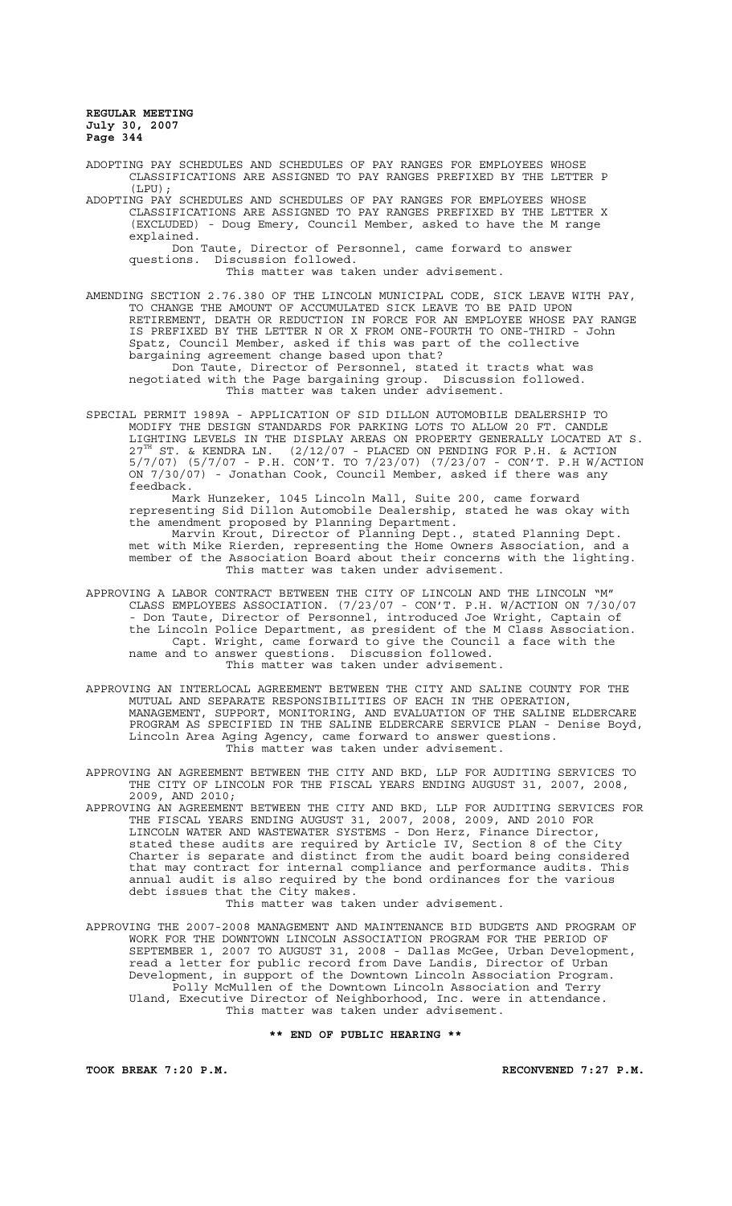ADOPTING PAY SCHEDULES AND SCHEDULES OF PAY RANGES FOR EMPLOYEES WHOSE CLASSIFICATIONS ARE ASSIGNED TO PAY RANGES PREFIXED BY THE LETTER P (LPU);

ADOPTING PAY SCHEDULES AND SCHEDULES OF PAY RANGES FOR EMPLOYEES WHOSE CLASSIFICATIONS ARE ASSIGNED TO PAY RANGES PREFIXED BY THE LETTER X (EXCLUDED) - Doug Emery, Council Member, asked to have the M range explained.

Don Taute, Director of Personnel, came forward to answer questions. Discussion followed.

This matter was taken under advisement.

AMENDING SECTION 2.76.380 OF THE LINCOLN MUNICIPAL CODE, SICK LEAVE WITH PAY, TO CHANGE THE AMOUNT OF ACCUMULATED SICK LEAVE TO BE PAID UPON RETIREMENT, DEATH OR REDUCTION IN FORCE FOR AN EMPLOYEE WHOSE PAY RANGE IS PREFIXED BY THE LETTER N OR X FROM ONE-FOURTH TO ONE-THIRD - John Spatz, Council Member, asked if this was part of the collective bargaining agreement change based upon that?

Don Taute, Director of Personnel, stated it tracts what was negotiated with the Page bargaining group. Discussion followed.

This matter was taken under advisement.

SPECIAL PERMIT 1989A - APPLICATION OF SID DILLON AUTOMOBILE DEALERSHIP TO MODIFY THE DESIGN STANDARDS FOR PARKING LOTS TO ALLOW 20 FT. CANDLE LIGHTING LEVELS IN THE DISPLAY AREAS ON PROPERTY GENERALLY LOCATED AT S. 27TH ST. & KENDRA LN. (2/12/07 - PLACED ON PENDING FOR P.H. & ACTION 5/7/07) (5/7/07 - P.H. CON'T. TO 7/23/07) (7/23/07 - CON'T. P.H W/ACTION ON 7/30/07) - Jonathan Cook, Council Member, asked if there was any feedback.

Mark Hunzeker, 1045 Lincoln Mall, Suite 200, came forward representing Sid Dillon Automobile Dealership, stated he was okay with the amendment proposed by Planning Department.

Marvin Krout, Director of Planning Dept., stated Planning Dept. met with Mike Rierden, representing the Home Owners Association, and a member of the Association Board about their concerns with the lighting.

This matter was taken under advisement.

APPROVING A LABOR CONTRACT BETWEEN THE CITY OF LINCOLN AND THE LINCOLN "M" CLASS EMPLOYEES ASSOCIATION. (7/23/07 - CON'T. P.H. W/ACTION ON 7/30/07 - Don Taute, Director of Personnel, introduced Joe Wright, Captain of the Lincoln Police Department, as president of the M Class Association.

Capt. Wright, came forward to give the Council a face with the name and to answer questions. Discussion followed.

This matter was taken under advisement.

APPROVING AN INTERLOCAL AGREEMENT BETWEEN THE CITY AND SALINE COUNTY FOR THE MUTUAL AND SEPARATE RESPONSIBILITIES OF EACH IN THE OPERATION, MANAGEMENT, SUPPORT, MONITORING, AND EVALUATION OF THE SALINE ELDERCARE PROGRAM AS SPECIFIED IN THE SALINE ELDERCARE SERVICE PLAN - Denise Boyd, Lincoln Area Aging Agency, came forward to answer questions.

This matter was taken under advisement.

APPROVING AN AGREEMENT BETWEEN THE CITY AND BKD, LLP FOR AUDITING SERVICES TO THE CITY OF LINCOLN FOR THE FISCAL YEARS ENDING AUGUST 31, 2007, 2008, 2009, AND 2010;

APPROVING AN AGREEMENT BETWEEN THE CITY AND BKD, LLP FOR AUDITING SERVICES FOR THE FISCAL YEARS ENDING AUGUST 31, 2007, 2008, 2009, AND 2010 FOR LINCOLN WATER AND WASTEWATER SYSTEMS - Don Herz, Finance Director, stated these audits are required by Article IV, Section 8 of the City Charter is separate and distinct from the audit board being considered that may contract for internal compliance and performance audits. This annual audit is also required by the bond ordinances for the various debt issues that the City makes.

This matter was taken under advisement.

APPROVING THE 2007-2008 MANAGEMENT AND MAINTENANCE BID BUDGETS AND PROGRAM OF WORK FOR THE DOWNTOWN LINCOLN ASSOCIATION PROGRAM FOR THE PERIOD OF SEPTEMBER 1, 2007 TO AUGUST 31, 2008 - Dallas McGee, Urban Development, read a letter for public record from Dave Landis, Director of Urban Development, in support of the Downtown Lincoln Association Program.

Polly McMullen of the Downtown Lincoln Association and Terry Uland, Executive Director of Neighborhood, Inc. were in attendance.

This matter was taken under advisement.

**\*\* END OF PUBLIC HEARING \*\***

**TOOK BREAK 7:20 P.M.** **RECONVENED 7:27 P.M.**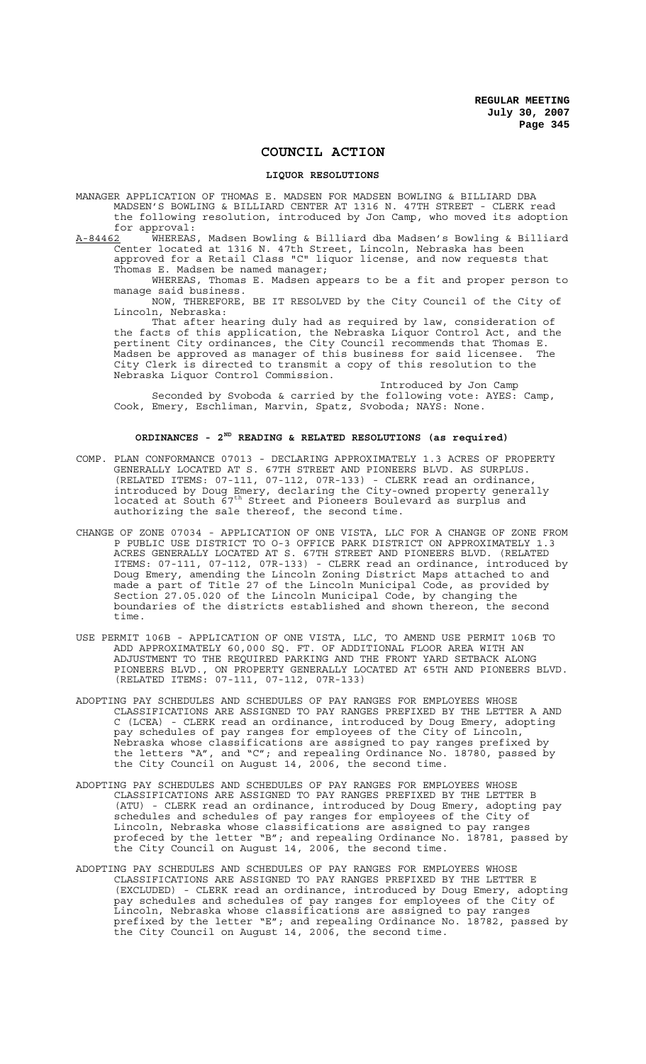# COUNCIL ACTION

## LIQUOR RESOLUTIONS

MANAGER APPLICATION OF THOMAS E. MADSEN FOR MADSEN BOWLING & BILLIARD DBA MADSEN'S BOWLING & BILLIARD CENTER AT 1316 N. 47TH STREET - CLERK read the following resolution, introduced by Jon Camp, who moved its adoption for approval:

A-84462 WHEREAS, Madsen Bowling & Billiard dba Madsen's Bowling & Billiard Center located at 1316 N. 47th Street, Lincoln, Nebraska has been approved for a Retail Class "C" liquor license, and now requests that Thomas E. Madsen be named manager;

WHEREAS, Thomas E. Madsen appears to be a fit and proper person to manage said business.

NOW, THEREFORE, BE IT RESOLVED by the City Council of the City of Lincoln, Nebraska:

That after hearing duly had as required by law, consideration of the facts of this application, the Nebraska Liquor Control Act, and the pertinent City ordinances, the City Council recommends that Thomas E. Madsen be approved as manager of this business for said licensee. The City Clerk is directed to transmit a copy of this resolution to the Nebraska Liquor Control Commission.

Introduced by Jon Camp

Seconded by Svoboda & carried by the following vote: AYES: Camp, Cook, Emery, Eschliman, Marvin, Spatz, Svoboda; NAYS: None.

## ORDINANCES - 2ND READING & RELATED RESOLUTIONS (as required)

COMP. PLAN CONFORMANCE 07013 - DECLARING APPROXIMATELY 1.3 ACRES OF PROPERTY GENERALLY LOCATED AT S. 67TH STREET AND PIONEERS BLVD. AS SURPLUS. (RELATED ITEMS: 07-111, 07-112, 07R-133) - CLERK read an ordinance, introduced by Doug Emery, declaring the City-owned property generally located at South 67th Street and Pioneers Boulevard as surplus and authorizing the sale thereof, the second time.

CHANGE OF ZONE 07034 - APPLICATION OF ONE VISTA, LLC FOR A CHANGE OF ZONE FROM P PUBLIC USE DISTRICT TO O-3 OFFICE PARK DISTRICT ON APPROXIMATELY 1.3 ACRES GENERALLY LOCATED AT S. 67TH STREET AND PIONEERS BLVD. (RELATED ITEMS: 07-111, 07-112, 07R-133) - CLERK read an ordinance, introduced by Doug Emery, amending the Lincoln Zoning District Maps attached to and made a part of Title 27 of the Lincoln Municipal Code, as provided by Section 27.05.020 of the Lincoln Municipal Code, by changing the boundaries of the districts established and shown thereon, the second time.

USE PERMIT 106B - APPLICATION OF ONE VISTA, LLC, TO AMEND USE PERMIT 106B TO ADD APPROXIMATELY 60,000 SQ. FT. OF ADDITIONAL FLOOR AREA WITH AN ADJUSTMENT TO THE REQUIRED PARKING AND THE FRONT YARD SETBACK ALONG PIONEERS BLVD., ON PROPERTY GENERALLY LOCATED AT 65TH AND PIONEERS BLVD. (RELATED ITEMS: 07-111, 07-112, 07R-133)

ADOPTING PAY SCHEDULES AND SCHEDULES OF PAY RANGES FOR EMPLOYEES WHOSE CLASSIFICATIONS ARE ASSIGNED TO PAY RANGES PREFIXED BY THE LETTER A AND C (LCEA) - CLERK read an ordinance, introduced by Doug Emery, adopting pay schedules of pay ranges for employees of the City of Lincoln, Nebraska whose classifications are assigned to pay ranges prefixed by the letters "A", and "C"; and repealing Ordinance No. 18780, passed by the City Council on August 14, 2006, the second time.

ADOPTING PAY SCHEDULES AND SCHEDULES OF PAY RANGES FOR EMPLOYEES WHOSE CLASSIFICATIONS ARE ASSIGNED TO PAY RANGES PREFIXED BY THE LETTER B (ATU) - CLERK read an ordinance, introduced by Doug Emery, adopting pay schedules and schedules of pay ranges for employees of City of Lincoln, Nebraska whose classifications are assigned to pay ranges profeced by the letter "B"; and repealing Ordinance No. 18781, passed by the City Council on August 14, 2006, the second time.

ADOPTING PAY SCHEDULES AND SCHEDULES OF PAY RANGES FOR EMPLOYEES WHOSE CLASSIFICATIONS ARE ASSIGNED TO PAY RANGES PREFIXED BY THE LETTER E (EXCLUDED) - CLERK read an ordinance, introduced by Doug Emery, adopting pay schedules and schedules of pay ranges for employees of the City of Lincoln, Nebraska whose classifications are assigned to pay ranges prefixed by the letter "E"; and repealing Ordinance No. 18782, passed by the City Council on August 14, 2006, the second time.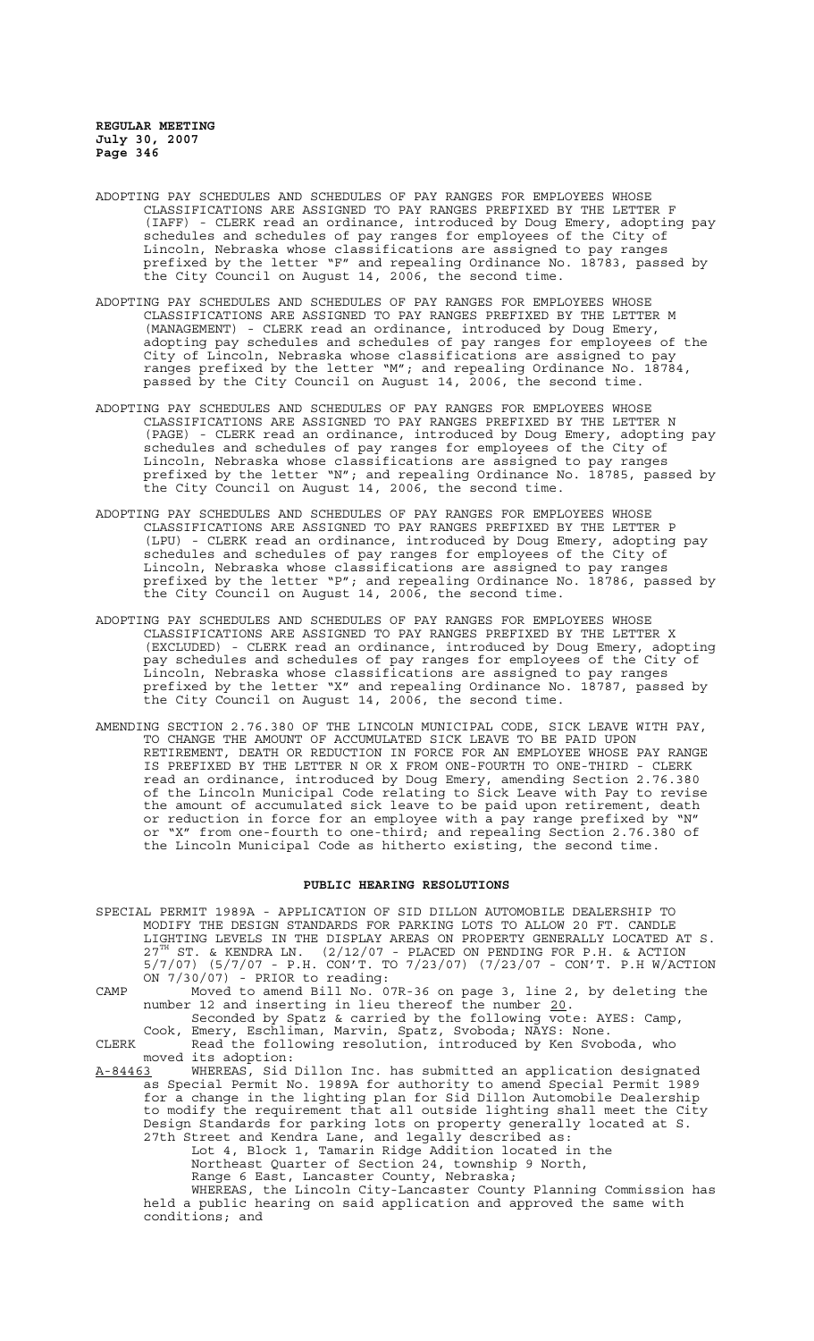ADOPTING PAY SCHEDULES AND SCHEDULES OF PAY RANGES FOR EMPLOYEES WHOSE CLASSIFICATIONS ARE ASSIGNED TO PAY RANGES PREFIXED BY THE LETTER F (IAFF) - CLERK read an ordinance, introduced by Doug Emery, adopting pay schedules and schedules of pay ranges for employees of the City of Lincoln, Nebraska whose classifications are assigned to pay ranges prefixed by the letter "F" and repealing Ordinance No. 18783, passed by the City Council on August 14, 2006, the second time.

ADOPTING PAY SCHEDULES AND SCHEDULES OF PAY RANGES FOR EMPLOYEES WHOSE CLASSIFICATIONS ARE ASSIGNED TO PAY RANGES PREFIXED BY THE LETTER M (MANAGEMENT) - CLERK read an ordinance, introduced by Doug Emery, adopting pay schedules and schedules of pay ranges for employees of the City of Lincoln, Nebraska whose classifications are assigned to pay ranges prefixed by the letter "M"; and repealing Ordinance No. 18784, passed by the City Council on August 14, 2006, the second time.

ADOPTING PAY SCHEDULES AND SCHEDULES OF PAY RANGES FOR EMPLOYEES WHOSE CLASSIFICATIONS ARE ASSIGNED TO PAY RANGES PREFIXED BY THE LETTER N (PAGE) - CLERK read an ordinance, introduced by Doug Emery, adopting pay schedules and schedules of pay ranges for employees of the City of Lincoln, Nebraska whose classifications are assigned to pay ranges prefixed by the letter "N"; and repealing Ordinance No. 18785, passed by the City Council on August 14, 2006, the second time.

ADOPTING PAY SCHEDULES AND SCHEDULES OF PAY RANGES FOR EMPLOYEES WHOSE CLASSIFICATIONS ARE ASSIGNED TO PAY RANGES PREFIXED BY THE LETTER P (LPU) - CLERK read an ordinance, introduced by Doug Emery, adopting pay schedules and schedules of pay ranges for employees of the City of Lincoln, Nebraska whose classifications are assigned to pay ranges prefixed by the letter "P"; and repealing Ordinance No. 18786, passed by the City Council on August 14, 2006, the second time.

ADOPTING PAY SCHEDULES AND SCHEDULES OF PAY RANGES FOR EMPLOYEES WHOSE CLASSIFICATIONS ARE ASSIGNED TO PAY RANGES PREFIXED BY THE LETTER X (EXCLUDED) - CLERK read an ordinance, introduced by Doug Emery, adopting pay schedules and schedules of pay ranges for employees of the City of Lincoln, Nebraska whose classifications are assigned to pay ranges prefixed by the letter "X" and repealing Ordinance No. 18787, passed by the City Council on August 14, 2006, the second time.

AMENDING SECTION 2.76.380 OF THE LINCOLN MUNICIPAL CODE, SICK LEAVE WITH PAY, TO CHANGE THE AMOUNT OF ACCUMULATED SICK LEAVE TO BE PAID UPON RETIREMENT, DEATH OR REDUCTION IN FORCE FOR AN EMPLOYEE WHOSE PAY RANGE IS PREFIXED BY THE LETTER N OR X FROM ONE-FOURTH TO ONE-THIRD - CLERK read an ordinance, introduced by Doug Emery, amending Section 2.76.380 of the Lincoln Municipal Code relating to Sick Leave with Pay to revise the amount of accumulated sick leave to be paid upon retirement, death or reduction in force for an employee with a pay range prefixed by "N" or "X" from one-fourth to one-third; and repealing Section 2.76.380 of the Lincoln Municipal Code as hitherto existing, the second time.

## PUBLIC HEARING RESOLUTIONS

SPECIAL PERMIT 1989A - APPLICATION OF SID DILLON AUTOMOBILE DEALERSHIP TO MODIFY THE DESIGN STANDARDS FOR PARKING LOTS TO ALLOW 20 FT. CANDLE LIGHTING LEVELS IN THE DISPLAY AREAS ON PROPERTY GENERALLY LOCATED AT S. 27[TH] ST. & KENDRA LN. (2/12/07 - PLACED ON PENDING FOR P.H. & ACTION 5/7/07) (5/7/07 - P.H. CON'T. TO 7/23/07) (7/23/07 - CON'T. P.H W/ACTION ON 7/30/07) - PRIOR to reading:

CAMP Moved to amend Bill No. 07R-36 on page 3, line 2, by deleting the number 12 and inserting in lieu thereof the number 20.

Seconded by Spatz & carried by the following vote: AYES: Camp, Cook, Emery, Eschliman, Marvin, Spatz, Svoboda; NAYS: None.

CLERK Read the following resolution, introduced by Ken Svoboda, who moved its adoption:

A-84463 WHEREAS, Sid Dillon Inc. has submitted an application designated as Special Permit No. 1989A for authority to amend Special Permit 1989 for a change in the lighting plan for Sid Dillon Automobile Dealership to modify the requirement that all outside lighting shall meet the City Design Standards for parking lots on property generally located at S. 27th Street and Kendra Lane, and legally described as:

Lot 4, Block 1, Tamarin Ridge Addition located in the Northeast Quarter of Section 24, township 9 North, Range 6 East, Lancaster County, Nebraska;

WHEREAS, the Lincoln City-Lancaster County Planning Commission has held a public hearing on said application and approved the same with conditions; and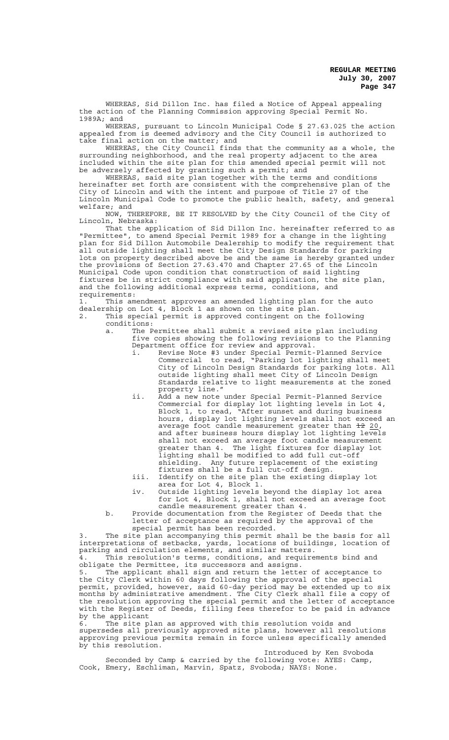WHEREAS, Sid Dillon Inc. has filed a Notice of Appeal appealing the action of the Planning Commission approving Special Permit No. 1989A; and

WHEREAS, pursuant to Lincoln Municipal Code § 27.63.025 the action appealed from is deemed advisory and the City Council is authorized to take final action on the matter; and

WHEREAS, the City Council finds that the community as a whole, the surrounding neighborhood, and the real property adjacent to the area included within the site plan for this amended special permit will not be adversely affected by granting such a permit; and

WHEREAS, said site plan together with the terms and conditions hereinafter set forth are consistent with the comprehensive plan of the City of Lincoln and with the intent and purpose of Title 27 of the Lincoln Municipal Code to promote the public health, safety, and general welfare; and

NOW, THEREFORE, BE IT RESOLVED by the City Council of the City of Lincoln, Nebraska:

That the application of Sid Dillon Inc. hereinafter referred to as "Permittee", to amend Special Permit 1989 for a change in the lighting plan for Sid Dillon Automobile Dealership to modify the requirement that all outside lighting shall meet the City Design Standards for parking lots on property described above be and the same is hereby granted under the provisions of Section 27.63.470 and Chapter 27.65 of the Lincoln Municipal Code upon condition that construction of said lighting fixtures be in strict compliance with said application, the site plan, and the following additional express terms, conditions, and requirements:

1. This amendment approves an amended lighting plan for the auto dealership on Lot 4, Block 1 as shown on the site plan.
2. This special permit is approved contingent on the following conditions:
   a. The Permittee shall submit a revised site plan including five copies showing the following revisions to the Planning Department office for review and approval.
      i. Revise Note #3 under Special Permit-Planned Service Commercial to read, "Parking lot lighting shall meet City of Lincoln Design Standards for parking lots. All outside lighting shall meet City of Lincoln Design Standards relative to light measurements at the zoned property line."
      ii. Add a new note under Special Permit-Planned Service Commercial for display lot lighting levels in Lot 4, Block 1, to read, "After sunset and during business hours, display lot lighting levels shall not exceed an average foot candle measurement greater than ~~12~~ 20, and after business hours display lot lighting levels shall not exceed an average foot candle measurement greater than 4. The light fixtures for display lot lighting shall be modified to add full cut-off shielding. Any future replacement of the existing fixtures shall be a full cut-off design.
      iii. Identify on the site plan the existing display lot area for Lot 4, Block 1.
      iv. Outside lighting levels beyond the display lot area for Lot 4, Block 1, shall not exceed an average foot candle measurement greater than 4.
   b. Provide documentation from the Register of Deeds that the letter of acceptance as required by the approval of the special permit has been recorded.
3. The site plan accompanying this permit shall be the basis for all interpretations of setbacks, yards, locations of buildings, location of parking and circulation elements, and similar matters.
4. This resolution's terms, conditions, and requirements bind and obligate the Permittee, its successors and assigns.
5. The applicant shall sign and return the letter of acceptance to the City Clerk within 60 days following the approval of the special permit, provided, however, said 60-day period may be extended up to six months by administrative amendment. The City Clerk shall file a copy of the resolution approving the special permit and the letter of acceptance with the Register of Deeds, filling fees therefor to be paid in advance by the applicant
6. The site plan as approved with this resolution voids and supersedes all previously approved site plans, however all resolutions approving previous permits remain in force unless specifically amended by this resolution.

Introduced by Ken Svoboda

Seconded by Camp & carried by the following vote: AYES: Camp, Cook, Emery, Eschliman, Marvin, Spatz, Svoboda; NAYS: None.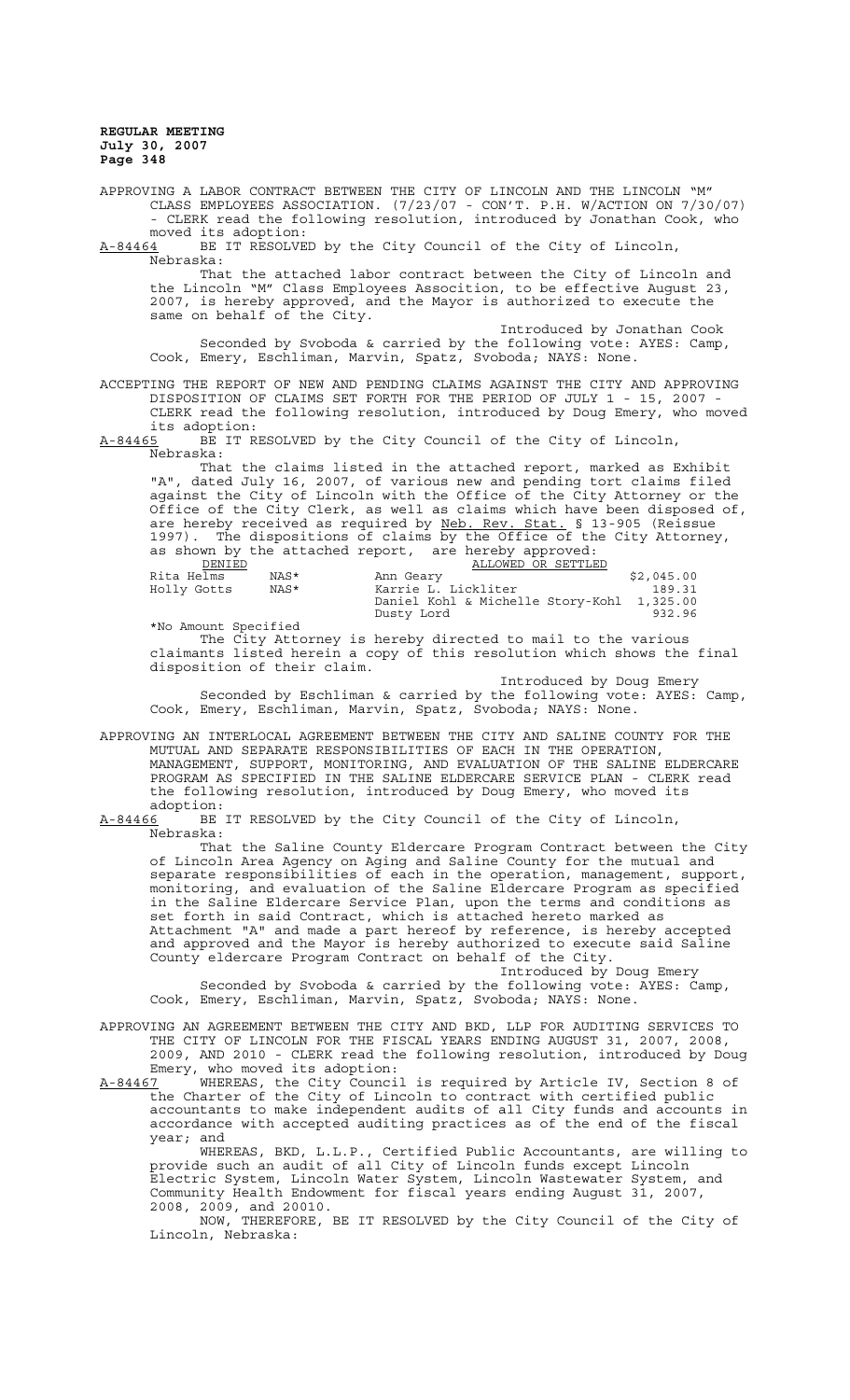APPROVING A LABOR CONTRACT BETWEEN THE CITY OF LINCOLN AND THE LINCOLN "M" CLASS EMPLOYEES ASSOCIATION. (7/23/07 - CON'T. P.H. W/ACTION ON 7/30/07) - CLERK read the following resolution, introduced by Jonathan Cook, who moved its adoption:

A-84464 BE IT RESOLVED by the City Council of the City of Lincoln, Nebraska:

That the attached labor contract between the City of Lincoln and the Lincoln "M" Class Employees Assocition, to be effective August 23, 2007, is hereby approved, and the Mayor is authorized to execute the same on behalf of the City.

Introduced by Jonathan Cook

Seconded by Svoboda & carried by the following vote: AYES: Camp, Cook, Emery, Eschliman, Marvin, Spatz, Svoboda; NAYS: None.

ACCEPTING THE REPORT OF NEW AND PENDING CLAIMS AGAINST THE CITY AND APPROVING DISPOSITION OF CLAIMS SET FORTH FOR THE PERIOD OF JULY 1 - 15, 2007 - CLERK read the following resolution, introduced by Doug Emery, who moved its adoption:

A-84465 BE IT RESOLVED by the City Council of the City of Lincoln, Nebraska:

That the claims listed in the attached report, marked as Exhibit "A", dated July 16, 2007, of various new and pending tort claims filed against the City of Lincoln with the Office of the City Attorney or the Office of the City Clerk, as well as claims which have been disposed of, are hereby received as required by Neb. Rev. Stat. § 13-905 (Reissue 1997). The dispositions of claims by the Office of the City Attorney, as shown by the attached report, are hereby approved:

| DENIED | | ALLOWED OR SETTLED | |
|---|---|---|---|
| Rita Helms | NAS* | Ann Geary | $2,045.00 |
| Holly Gotts | NAS* | Karrie L. Lickliter | 189.31 |
| | | Daniel Kohl & Michelle Story-Kohl | 1,325.00 |
| | | Dusty Lord | 932.96 |

*No Amount Specified

The City Attorney is hereby directed to mail to the various claimants listed herein a copy of this resolution which shows the final disposition of their claim.

Introduced by Doug Emery

Seconded by Eschliman & carried by the following vote: AYES: Camp, Cook, Emery, Eschliman, Marvin, Spatz, Svoboda; NAYS: None.

APPROVING AN INTERLOCAL AGREEMENT BETWEEN THE CITY AND SALINE COUNTY FOR THE MUTUAL AND SEPARATE RESPONSIBILITIES OF EACH IN THE OPERATION, MANAGEMENT, SUPPORT, MONITORING, AND EVALUATION OF THE SALINE ELDERCARE PROGRAM AS SPECIFIED IN THE SALINE ELDERCARE SERVICE PLAN - CLERK read the following resolution, introduced by Doug Emery, who moved its adoption:

A-84466 BE IT RESOLVED by the City Council of the City of Lincoln, Nebraska:

That the Saline County Eldercare Program Contract between the City of Lincoln Area Agency on Aging and Saline County for the mutual and separate responsibilities of each in the operation, management, support, monitoring, and evaluation of the Saline Eldercare Program as specified in the Saline Eldercare Service Plan, upon the terms and conditions as set forth in said Contract, which is attached hereto marked as Attachment "A" and made a part hereof by reference, is hereby accepted and approved and the Mayor is hereby authorized to execute said Saline County eldercare Program Contract on behalf of the City.

Introduced by Doug Emery

Seconded by Svoboda & carried by the following vote: AYES: Camp, Cook, Emery, Eschliman, Marvin, Spatz, Svoboda; NAYS: None.

APPROVING AN AGREEMENT BETWEEN THE CITY AND BKD, LLP FOR AUDITING SERVICES TO THE CITY OF LINCOLN FOR THE FISCAL YEARS ENDING AUGUST 31, 2007, 2008, 2009, AND 2010 - CLERK read the following resolution, introduced by Doug Emery, who moved its adoption:

A-84467 WHEREAS, the City Council is required by Article IV, Section 8 of the Charter of the City of Lincoln to contract with certified public accountants to make independent audits of all City funds and accounts in accordance with accepted auditing practices as of the end of the fiscal year; and

WHEREAS, BKD, L.L.P., Certified Public Accountants, are willing to provide such an audit of all City of Lincoln funds except Lincoln Electric System, Lincoln Water System, Lincoln Wastewater System, and Community Health Endowment for fiscal years ending August 31, 2007, 2008, 2009, and 20010.

NOW, THEREFORE, BE IT RESOLVED by the City Council of the City of Lincoln, Nebraska: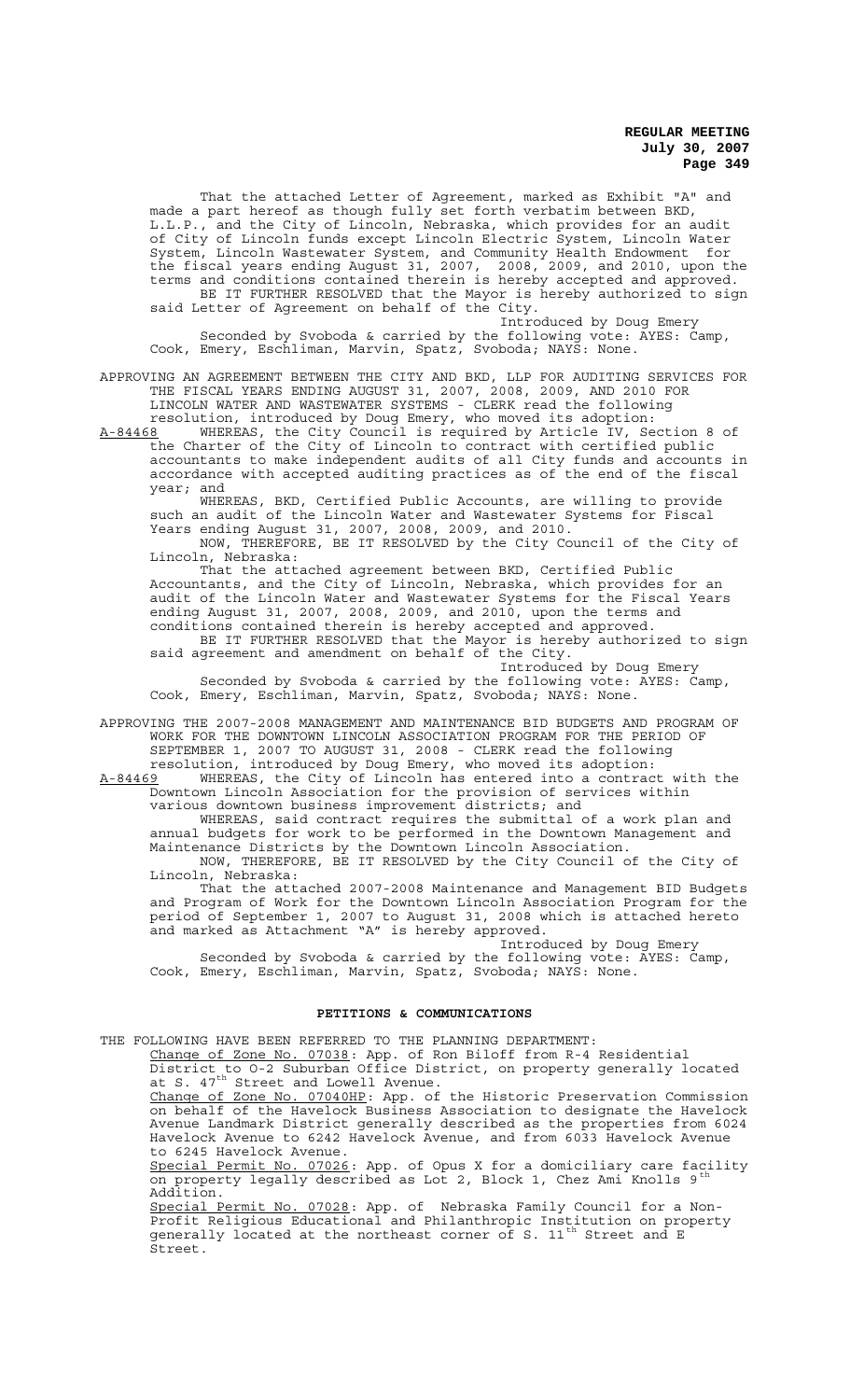That the attached Letter of Agreement, marked as Exhibit "A" and made a part hereof as though fully set forth verbatim between BKD, L.L.P., and the City of Lincoln, Nebraska, which provides for an audit of City of Lincoln funds except Lincoln Electric System, Lincoln Water System, Lincoln Wastewater System, and Community Health Endowment for the fiscal years ending August 31, 2007, 2008, 2009, and 2010, upon the terms and conditions contained therein is hereby accepted and approved.

BE IT FURTHER RESOLVED that the Mayor is hereby authorized to sign said Letter of Agreement on behalf of the City.

Introduced by Doug Emery

Seconded by Svoboda & carried by the following vote: AYES: Camp, Cook, Emery, Eschliman, Marvin, Spatz, Svoboda; NAYS: None.

APPROVING AN AGREEMENT BETWEEN THE CITY AND BKD, LLP FOR AUDITING SERVICES FOR THE FISCAL YEARS ENDING AUGUST 31, 2007, 2008, 2009, AND 2010 FOR LINCOLN WATER AND WASTEWATER SYSTEMS - CLERK read the following resolution, introduced by Doug Emery, who moved its adoption:

A-84468 WHEREAS, the City Council is required by Article IV, Section 8 of the Charter of the City of Lincoln to contract with certified public accountants to make independent audits of all City funds and accounts in accordance with accepted auditing practices as of the end of the fiscal year; and

WHEREAS, BKD, Certified Public Accounts, are willing to provide such an audit of the Lincoln Water and Wastewater Systems for Fiscal Years ending August 31, 2007, 2008, 2009, and 2010.

NOW, THEREFORE, BE IT RESOLVED by the City Council of the City of Lincoln, Nebraska:

That the attached agreement between BKD, Certified Public Accountants, and the City of Lincoln, Nebraska, which provides for an audit of the Lincoln Water and Wastewater Systems for the Fiscal Years ending August 31, 2007, 2008, 2009, and 2010, upon the terms and conditions contained therein is hereby accepted and approved.

BE IT FURTHER RESOLVED that the Mayor is hereby authorized to sign said agreement and amendment on behalf of the City.

Introduced by Doug Emery

Seconded by Svoboda & carried by the following vote: AYES: Camp, Cook, Emery, Eschliman, Marvin, Spatz, Svoboda; NAYS: None.

APPROVING THE 2007-2008 MANAGEMENT AND MAINTENANCE BID BUDGETS AND PROGRAM OF WORK FOR THE DOWNTOWN LINCOLN ASSOCIATION PROGRAM FOR THE PERIOD OF SEPTEMBER 1, 2007 TO AUGUST 31, 2008 - CLERK read the following resolution, introduced by Doug Emery, who moved its adoption:

A-84469 WHEREAS, the City of Lincoln has entered into a contract with the Downtown Lincoln Association for the provision of services within various downtown business improvement districts; and

WHEREAS, said contract requires the submittal of a work plan and annual budgets for work to be performed in the Downtown Management and Maintenance Districts by the Downtown Lincoln Association.

NOW, THEREFORE, BE IT RESOLVED by the City Council of the City of Lincoln, Nebraska:

That the attached 2007-2008 Maintenance and Management BID Budgets and Program of Work for the Downtown Lincoln Association Program for the period of September 1, 2007 to August 31, 2008 which is attached hereto and marked as Attachment "A" is hereby approved.

Introduced by Doug Emery

Seconded by Svoboda & carried by the following vote: AYES: Camp, Cook, Emery, Eschliman, Marvin, Spatz, Svoboda; NAYS: None.

## PETITIONS & COMMUNICATIONS

THE FOLLOWING HAVE BEEN REFERRED TO THE PLANNING DEPARTMENT:

Change of Zone No. 07038: App. of Ron Biloff from R-4 Residential District to O-2 Suburban Office District, on property generally located at S. 47th Street and Lowell Avenue.

Change of Zone No. 07040HP: App. of the Historic Preservation Commission on behalf of the Havelock Business Association to designate the Havelock Avenue Landmark District generally described as the properties from 6024 Havelock Avenue to 6242 Havelock Avenue, and from 6033 Havelock Avenue to 6245 Havelock Avenue.

Special Permit No. 07026: App. of Opus X for a domiciliary care facility on property legally described as Lot 2, Block 1, Chez Ami Knolls 9th Addition.

Special Permit No. 07028: App. of Nebraska Family Council for a Non-Profit Religious Educational and Philanthropic Institution on property generally located at the northeast corner of S. 11th Street and E Street.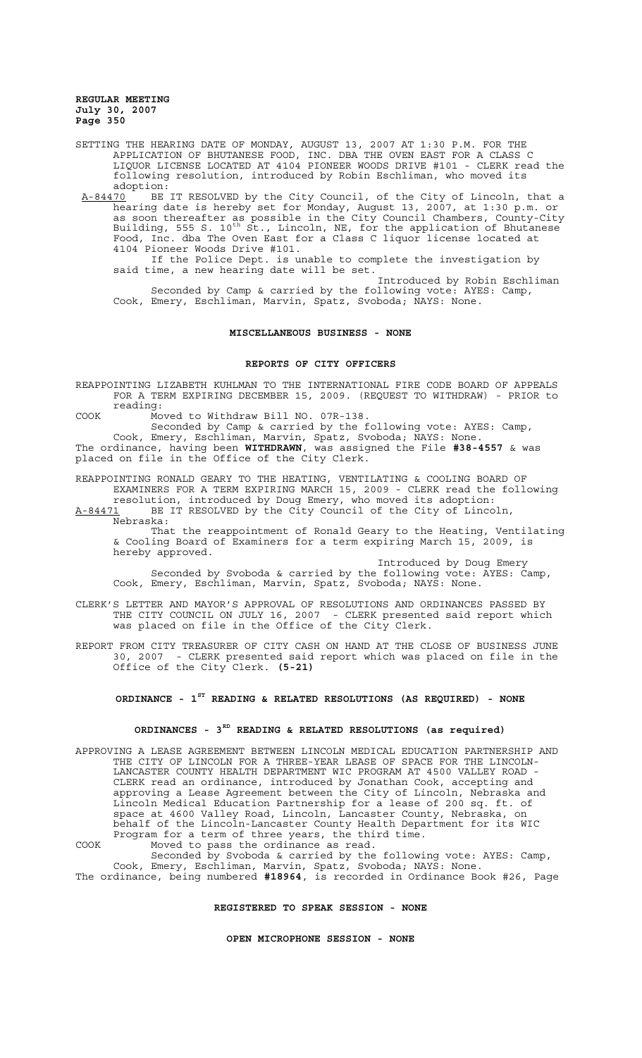SETTING THE HEARING DATE OF MONDAY, AUGUST 13, 2007 AT 1:30 P.M. FOR THE APPLICATION OF BHUTANESE FOOD, INC. DBA THE OVEN EAST FOR A CLASS C LIQUOR LICENSE LOCATED AT 4104 PIONEER WOODS DRIVE #101 - CLERK read the following resolution, introduced by Robin Eschliman, who moved its adoption:

A-84470 BE IT RESOLVED by the City Council, of the City of Lincoln, that a hearing date is hereby set for Monday, August 13, 2007, at 1:30 p.m. or as soon thereafter as possible in the City Council Chambers, County-City Building, 555 S. 10th St., Lincoln, NE, for the application of Bhutanese Food, Inc. dba The Oven East for a Class C liquor license located at 4104 Pioneer Woods Drive #101.

If the Police Dept. is unable to complete the investigation by said time, a new hearing date will be set.

Introduced by Robin Eschliman

Seconded by Camp & carried by the following vote: AYES: Camp, Cook, Emery, Eschliman, Marvin, Spatz, Svoboda; NAYS: None.

## MISCELLANEOUS BUSINESS - NONE

## REPORTS OF CITY OFFICERS

REAPPOINTING LIZABETH KUHLMAN TO THE INTERNATIONAL FIRE CODE BOARD OF APPEALS FOR A TERM EXPIRING DECEMBER 15, 2009. (REQUEST TO WITHDRAW) - PRIOR to reading:

COOK Moved to Withdraw Bill NO. 07R-138.

Seconded by Camp & carried by the following vote: AYES: Camp, Cook, Emery, Eschliman, Marvin, Spatz, Svoboda; NAYS: None.

The ordinance, having been **WITHDRAWN**, was assigned the File **#38-4557** & was placed on file in the Office of the City Clerk.

REAPPOINTING RONALD GEARY TO THE HEATING, VENTILATING & COOLING BOARD OF EXAMINERS FOR A TERM EXPIRING MARCH 15, 2009 - CLERK read the following resolution, introduced by Doug Emery, who moved its adoption:

A-84471 BE IT RESOLVED by the City Council of the City of Lincoln, Nebraska:

That the reappointment of Ronald Geary to the Heating, Ventilating & Cooling Board of Examiners for a term expiring March 15, 2009, is hereby approved.

Introduced by Doug Emery

Seconded by Svoboda & carried by the following vote: AYES: Camp, Cook, Emery, Eschliman, Marvin, Spatz, Svoboda; NAYS: None.

CLERK'S LETTER AND MAYOR'S APPROVAL OF RESOLUTIONS AND ORDINANCES PASSED BY THE CITY COUNCIL ON JULY 16, 2007 - CLERK presented said report which was placed on file in the Office of the City Clerk.

REPORT FROM CITY TREASURER OF CITY CASH ON HAND AT THE CLOSE OF BUSINESS JUNE 30, 2007 - CLERK presented said report which was placed on file in the Office of the City Clerk. **(5-21)**

## ORDINANCE - 1ST READING & RELATED RESOLUTIONS (AS REQUIRED) - NONE

## ORDINANCES - 3RD READING & RELATED RESOLUTIONS (as required)

APPROVING A LEASE AGREEMENT BETWEEN LINCOLN MEDICAL EDUCATION PARTNERSHIP AND THE CITY OF LINCOLN FOR A THREE-YEAR LEASE OF SPACE FOR THE LINCOLN-LANCASTER COUNTY HEALTH DEPARTMENT WIC PROGRAM AT 4500 VALLEY ROAD - CLERK read an ordinance, introduced by Jonathan Cook, accepting and approving a Lease Agreement between the City of Lincoln, Nebraska and Lincoln Medical Education Partnership for a lease of 200 sq. ft. of space at 4600 Valley Road, Lincoln, Lancaster County, Nebraska, on behalf of the Lincoln-Lancaster County Health Department for its WIC Program for a term of three years, the third time.

COOK Moved to pass the ordinance as read.

Seconded by Svoboda & carried by the following vote: AYES: Camp, Cook, Emery, Eschliman, Marvin, Spatz, Svoboda; NAYS: None.

The ordinance, being numbered **#18964**, is recorded in Ordinance Book #26, Page

## REGISTERED TO SPEAK SESSION - NONE

## OPEN MICROPHONE SESSION - NONE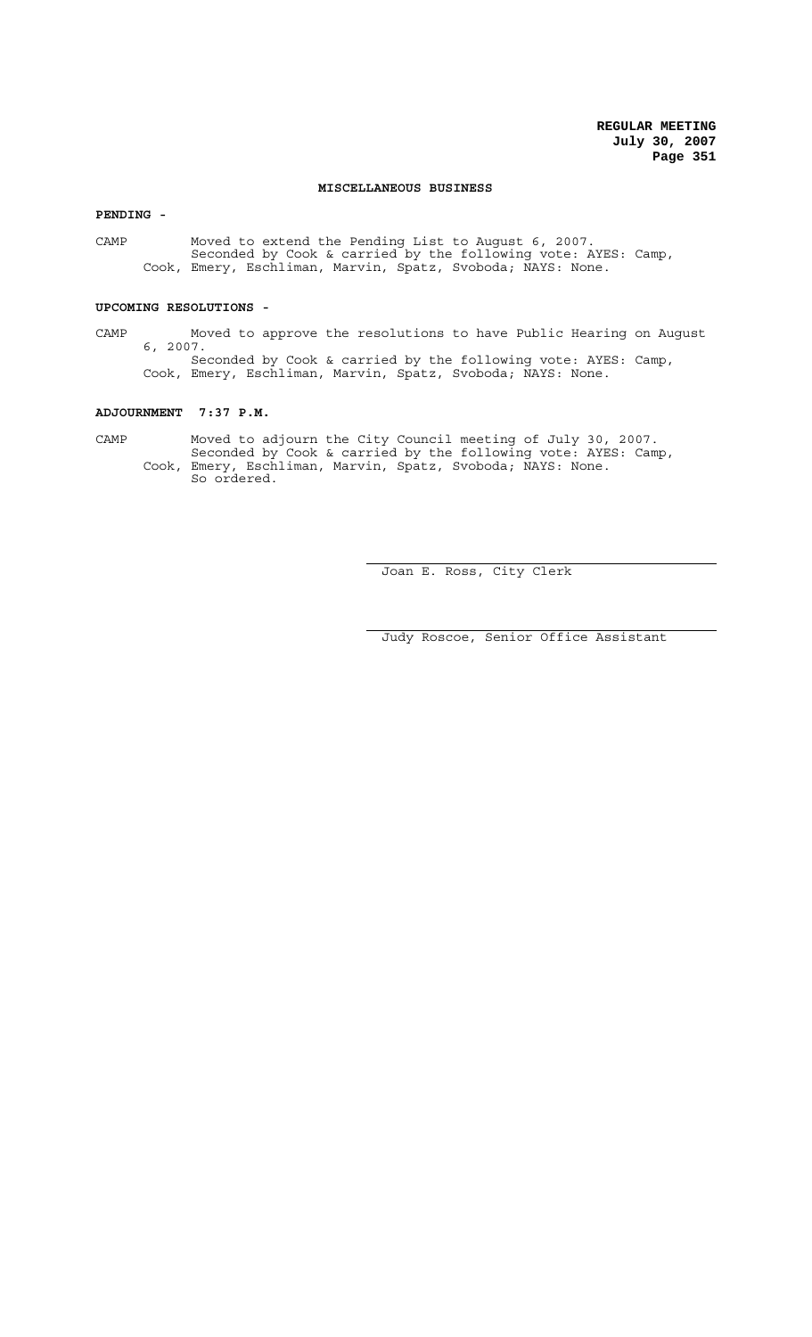## MISCELLANEOUS BUSINESS

**PENDING -**

CAMP Moved to extend the Pending List to August 6, 2007.
Seconded by Cook & carried by the following vote: AYES: Camp, Cook, Emery, Eschliman, Marvin, Spatz, Svoboda; NAYS: None.

**UPCOMING RESOLUTIONS -**

CAMP Moved to approve the resolutions to have Public Hearing on August 6, 2007.
Seconded by Cook & carried by the following vote: AYES: Camp, Cook, Emery, Eschliman, Marvin, Spatz, Svoboda; NAYS: None.

**ADJOURNMENT 7:37 P.M.**

CAMP Moved to adjourn the City Council meeting of July 30, 2007.
Seconded by Cook & carried by the following vote: AYES: Camp, Cook, Emery, Eschliman, Marvin, Spatz, Svoboda; NAYS: None.
So ordered.

Joan E. Ross, City Clerk

Judy Roscoe, Senior Office Assistant